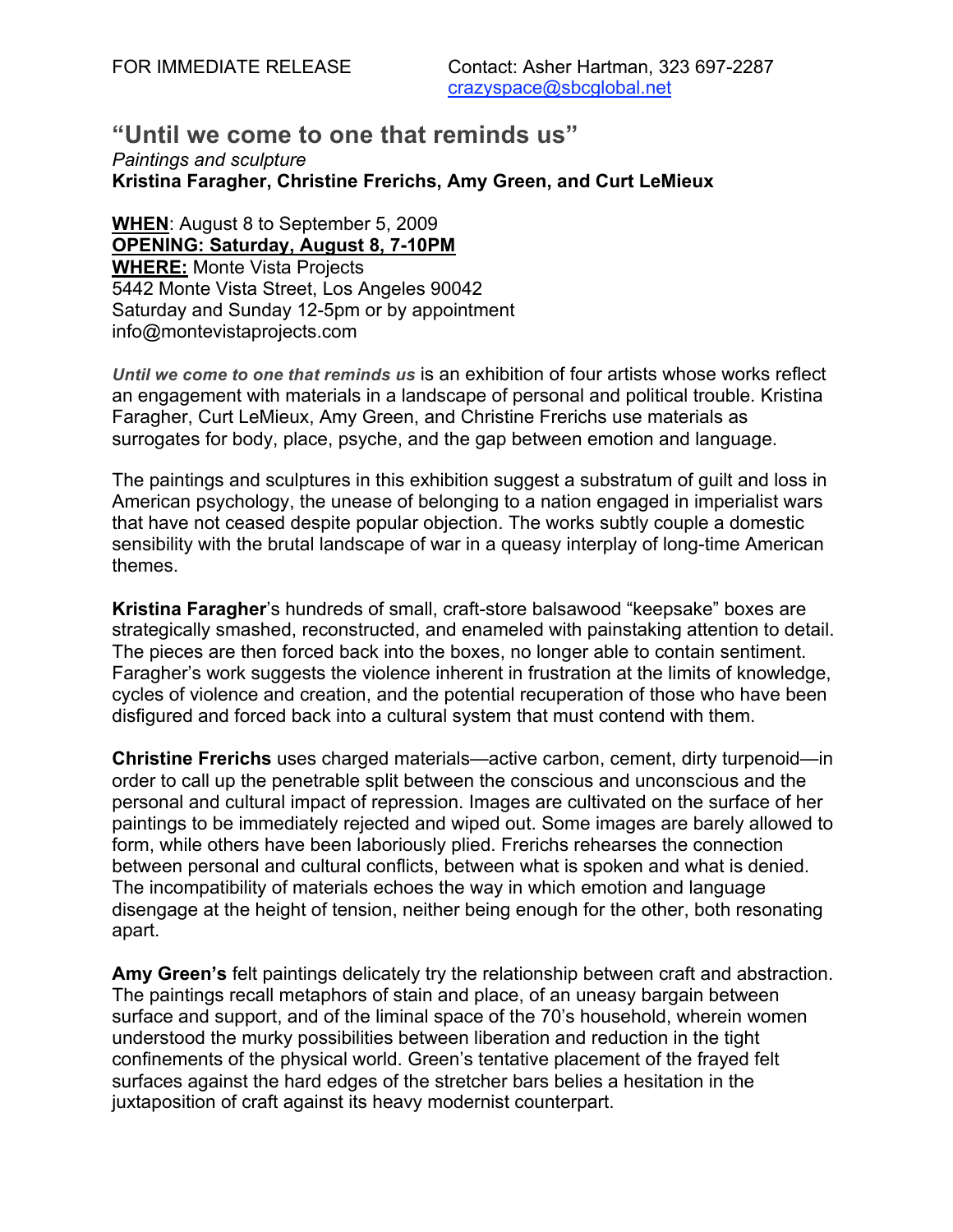FOR IMMEDIATE RELEASE  Contact: Asher Hartman, 323 697-2287
crazyspace@sbcglobal.net

## "Until we come to one that reminds us"

*Paintings and sculpture*

**Kristina Faragher, Christine Frerichs, Amy Green, and Curt LeMieux**

**WHEN**: August 8 to September 5, 2009
**OPENING: Saturday, August 8, 7-10PM**
**WHERE:** Monte Vista Projects
5442 Monte Vista Street, Los Angeles 90042
Saturday and Sunday 12-5pm or by appointment
info@montevistaprojects.com

***Until we come to one that reminds us*** is an exhibition of four artists whose works reflect an engagement with materials in a landscape of personal and political trouble. Kristina Faragher, Curt LeMieux, Amy Green, and Christine Frerichs use materials as surrogates for body, place, psyche, and the gap between emotion and language.

The paintings and sculptures in this exhibition suggest a substratum of guilt and loss in American psychology, the unease of belonging to a nation engaged in imperialist wars that have not ceased despite popular objection. The works subtly couple a domestic sensibility with the brutal landscape of war in a queasy interplay of long-time American themes.

**Kristina Faragher**'s hundreds of small, craft-store balsawood "keepsake" boxes are strategically smashed, reconstructed, and enameled with painstaking attention to detail. The pieces are then forced back into the boxes, no longer able to contain sentiment. Faragher's work suggests the violence inherent in frustration at the limits of knowledge, cycles of violence and creation, and the potential recuperation of those who have been disfigured and forced back into a cultural system that must contend with them.

**Christine Frerichs** uses charged materials—active carbon, cement, dirty turpenoid—in order to call up the penetrable split between the conscious and unconscious and the personal and cultural impact of repression. Images are cultivated on the surface of her paintings to be immediately rejected and wiped out. Some images are barely allowed to form, while others have been laboriously plied. Frerichs rehearses the connection between personal and cultural conflicts, between what is spoken and what is denied. The incompatibility of materials echoes the way in which emotion and language disengage at the height of tension, neither being enough for the other, both resonating apart.

**Amy Green's** felt paintings delicately try the relationship between craft and abstraction. The paintings recall metaphors of stain and place, of an uneasy bargain between surface and support, and of the liminal space of the 70's household, wherein women understood the murky possibilities between liberation and reduction in the tight confinements of the physical world. Green's tentative placement of the frayed felt surfaces against the hard edges of the stretcher bars belies a hesitation in the juxtaposition of craft against its heavy modernist counterpart.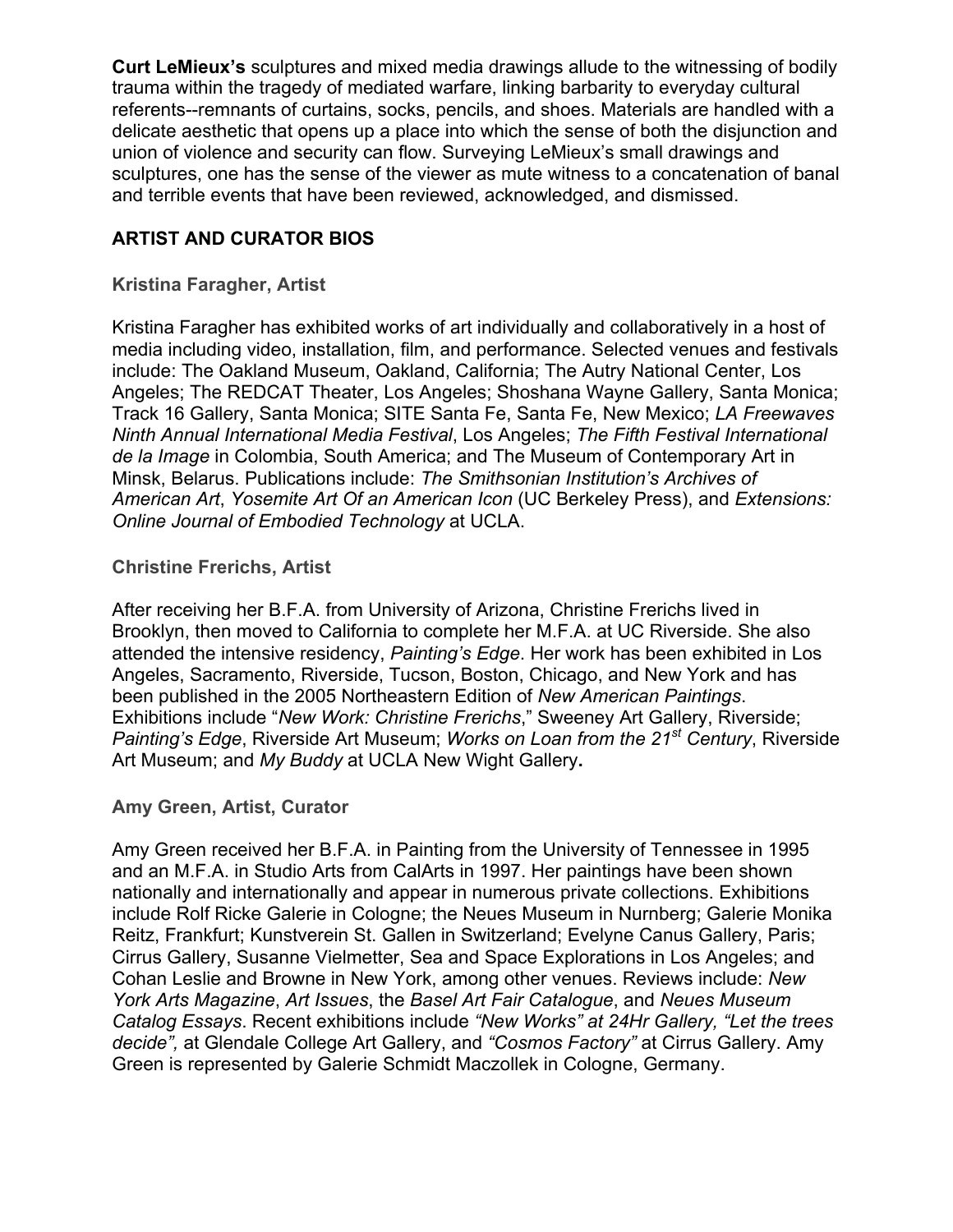**Curt LeMieux's** sculptures and mixed media drawings allude to the witnessing of bodily trauma within the tragedy of mediated warfare, linking barbarity to everyday cultural referents--remnants of curtains, socks, pencils, and shoes. Materials are handled with a delicate aesthetic that opens up a place into which the sense of both the disjunction and union of violence and security can flow. Surveying LeMieux's small drawings and sculptures, one has the sense of the viewer as mute witness to a concatenation of banal and terrible events that have been reviewed, acknowledged, and dismissed.

## ARTIST AND CURATOR BIOS

### Kristina Faragher, Artist

Kristina Faragher has exhibited works of art individually and collaboratively in a host of media including video, installation, film, and performance. Selected venues and festivals include: The Oakland Museum, Oakland, California; The Autry National Center, Los Angeles; The REDCAT Theater, Los Angeles; Shoshana Wayne Gallery, Santa Monica; Track 16 Gallery, Santa Monica; SITE Santa Fe, Santa Fe, New Mexico; *LA Freewaves Ninth Annual International Media Festival*, Los Angeles; *The Fifth Festival International de la Image* in Colombia, South America; and The Museum of Contemporary Art in Minsk, Belarus. Publications include: *The Smithsonian Institution's Archives of American Art*, *Yosemite Art Of an American Icon* (UC Berkeley Press), and *Extensions: Online Journal of Embodied Technology* at UCLA.

### Christine Frerichs, Artist

After receiving her B.F.A. from University of Arizona, Christine Frerichs lived in Brooklyn, then moved to California to complete her M.F.A. at UC Riverside. She also attended the intensive residency, *Painting's Edge*. Her work has been exhibited in Los Angeles, Sacramento, Riverside, Tucson, Boston, Chicago, and New York and has been published in the 2005 Northeastern Edition of *New American Paintings*. Exhibitions include "*New Work: Christine Frerichs*," Sweeney Art Gallery, Riverside; *Painting's Edge*, Riverside Art Museum; *Works on Loan from the 21st Century*, Riverside Art Museum; and *My Buddy* at UCLA New Wight Gallery**.**

### Amy Green, Artist, Curator

Amy Green received her B.F.A. in Painting from the University of Tennessee in 1995 and an M.F.A. in Studio Arts from CalArts in 1997. Her paintings have been shown nationally and internationally and appear in numerous private collections. Exhibitions include Rolf Ricke Galerie in Cologne; the Neues Museum in Nurnberg; Galerie Monika Reitz, Frankfurt; Kunstverein St. Gallen in Switzerland; Evelyne Canus Gallery, Paris; Cirrus Gallery, Susanne Vielmetter, Sea and Space Explorations in Los Angeles; and Cohan Leslie and Browne in New York, among other venues. Reviews include: *New York Arts Magazine*, *Art Issues*, the *Basel Art Fair Catalogue*, and *Neues Museum Catalog Essays*. Recent exhibitions include *"New Works" at 24Hr Gallery, "Let the trees decide",* at Glendale College Art Gallery, and *"Cosmos Factory"* at Cirrus Gallery. Amy Green is represented by Galerie Schmidt Maczollek in Cologne, Germany.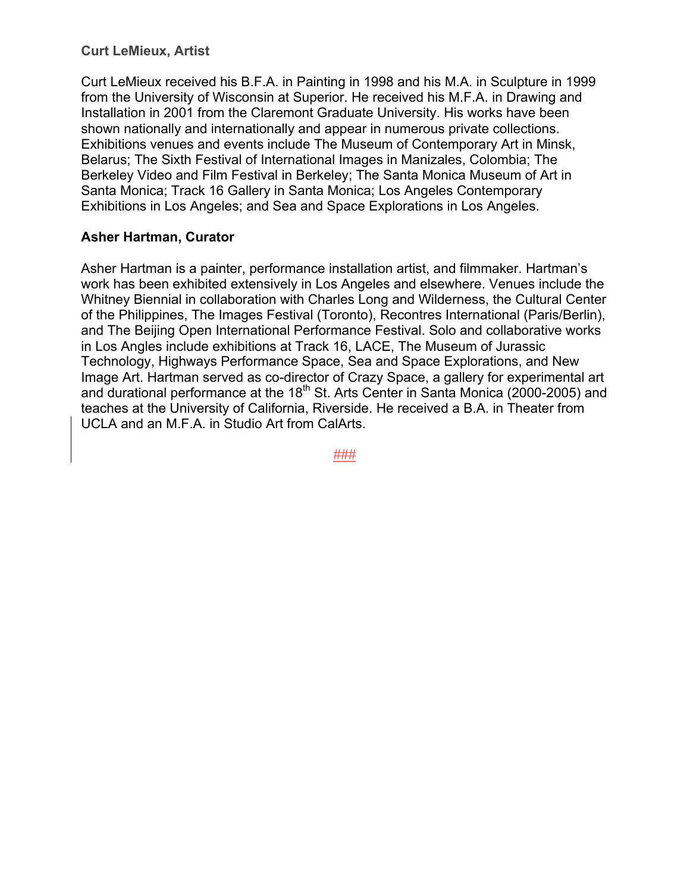**Curt LeMieux, Artist**

Curt LeMieux received his B.F.A. in Painting in 1998 and his M.A. in Sculpture in 1999 from the University of Wisconsin at Superior. He received his M.F.A. in Drawing and Installation in 2001 from the Claremont Graduate University. His works have been shown nationally and internationally and appear in numerous private collections. Exhibitions venues and events include The Museum of Contemporary Art in Minsk, Belarus; The Sixth Festival of International Images in Manizales, Colombia; The Berkeley Video and Film Festival in Berkeley; The Santa Monica Museum of Art in Santa Monica; Track 16 Gallery in Santa Monica; Los Angeles Contemporary Exhibitions in Los Angeles; and Sea and Space Explorations in Los Angeles.

**Asher Hartman, Curator**

Asher Hartman is a painter, performance installation artist, and filmmaker. Hartman's work has been exhibited extensively in Los Angeles and elsewhere. Venues include the Whitney Biennial in collaboration with Charles Long and Wilderness, the Cultural Center of the Philippines, The Images Festival (Toronto), Recontres International (Paris/Berlin), and The Beijing Open International Performance Festival. Solo and collaborative works in Los Angles include exhibitions at Track 16, LACE, The Museum of Jurassic Technology, Highways Performance Space, Sea and Space Explorations, and New Image Art. Hartman served as co-director of Crazy Space, a gallery for experimental art and durational performance at the 18th St. Arts Center in Santa Monica (2000-2005) and teaches at the University of California, Riverside. He received a B.A. in Theater from UCLA and an M.F.A. in Studio Art from CalArts.

###